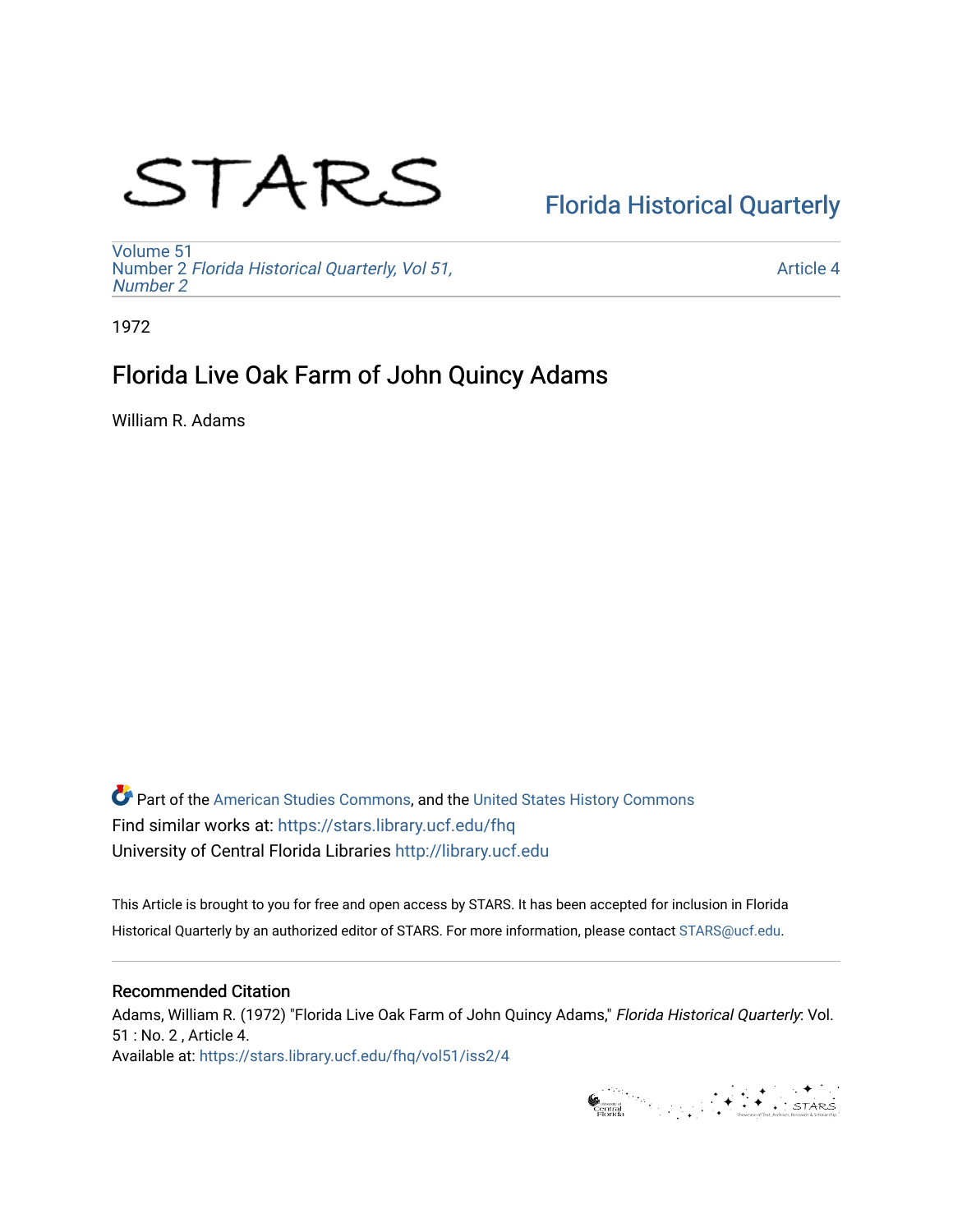STARS

Florida Historical Quarterly

Volume 51
Number 2 *Florida Historical Quarterly, Vol 51, Number 2*

Article 4

1972

# Florida Live Oak Farm of John Quincy Adams

William R. Adams

Part of the American Studies Commons, and the United States History Commons
Find similar works at: https://stars.library.ucf.edu/fhq
University of Central Florida Libraries http://library.ucf.edu

This Article is brought to you for free and open access by STARS. It has been accepted for inclusion in Florida Historical Quarterly by an authorized editor of STARS. For more information, please contact STARS@ucf.edu.

## Recommended Citation

Adams, William R. (1972) "Florida Live Oak Farm of John Quincy Adams," *Florida Historical Quarterly*: Vol. 51 : No. 2 , Article 4.
Available at: https://stars.library.ucf.edu/fhq/vol51/iss2/4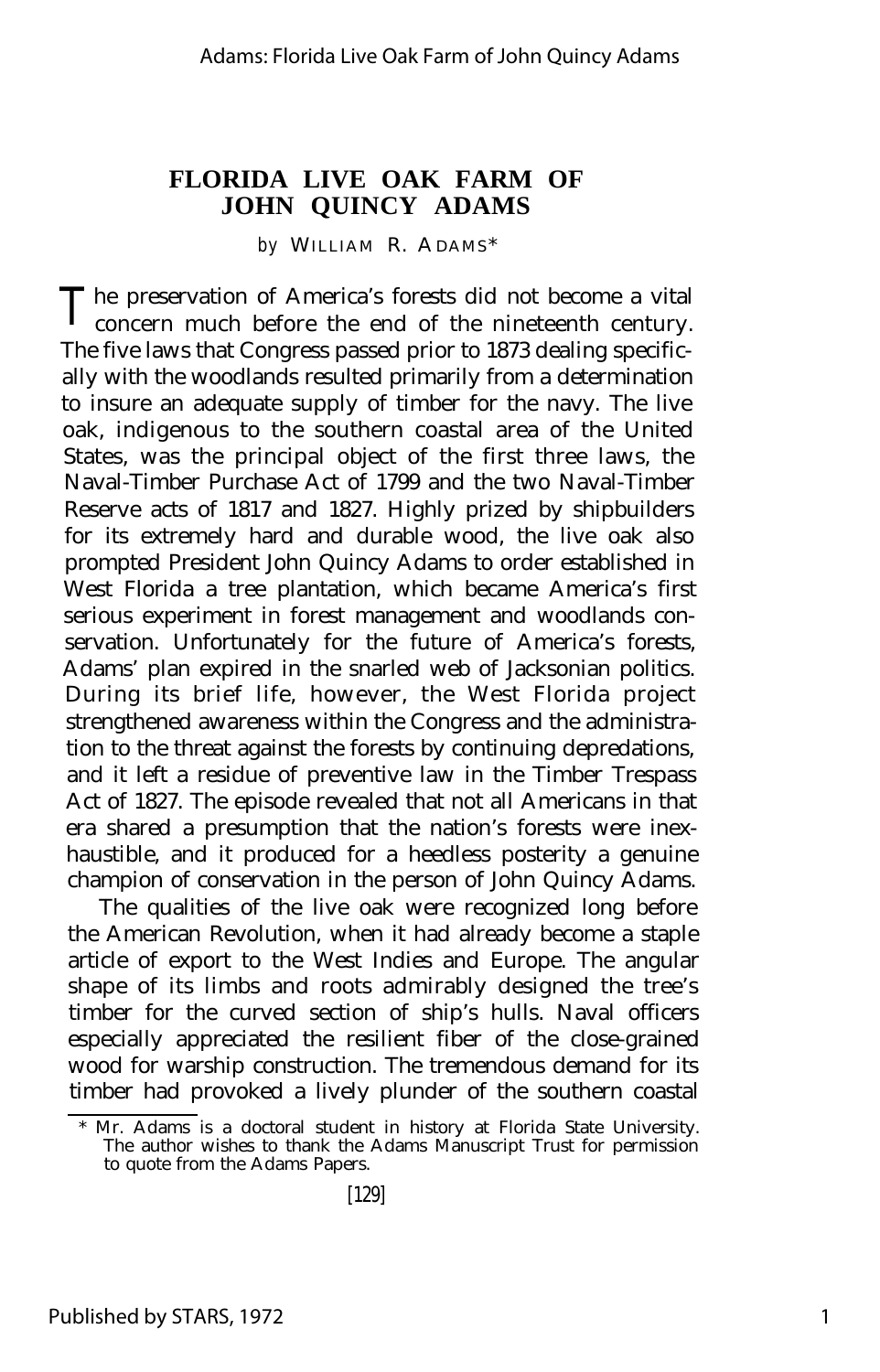# FLORIDA LIVE OAK FARM OF JOHN QUINCY ADAMS

*by* WILLIAM R. ADAMS*

The preservation of America's forests did not become a vital concern much before the end of the nineteenth century. The five laws that Congress passed prior to 1873 dealing specifically with the woodlands resulted primarily from a determination to insure an adequate supply of timber for the navy. The live oak, indigenous to the southern coastal area of the United States, was the principal object of the first three laws, the Naval-Timber Purchase Act of 1799 and the two Naval-Timber Reserve acts of 1817 and 1827. Highly prized by shipbuilders for its extremely hard and durable wood, the live oak also prompted President John Quincy Adams to order established in West Florida a tree plantation, which became America's first serious experiment in forest management and woodlands conservation. Unfortunately for the future of America's forests, Adams' plan expired in the snarled web of Jacksonian politics. During its brief life, however, the West Florida project strengthened awareness within the Congress and the administration to the threat against the forests by continuing depredations, and it left a residue of preventive law in the Timber Trespass Act of 1827. The episode revealed that not all Americans in that era shared a presumption that the nation's forests were inexhaustible, and it produced for a heedless posterity a genuine champion of conservation in the person of John Quincy Adams.

The qualities of the live oak were recognized long before the American Revolution, when it had already become a staple article of export to the West Indies and Europe. The angular shape of its limbs and roots admirably designed the tree's timber for the curved section of ship's hulls. Naval officers especially appreciated the resilient fiber of the close-grained wood for warship construction. The tremendous demand for its timber had provoked a lively plunder of the southern coastal

* Mr. Adams is a doctoral student in history at Florida State University. The author wishes to thank the Adams Manuscript Trust for permission to quote from the Adams Papers.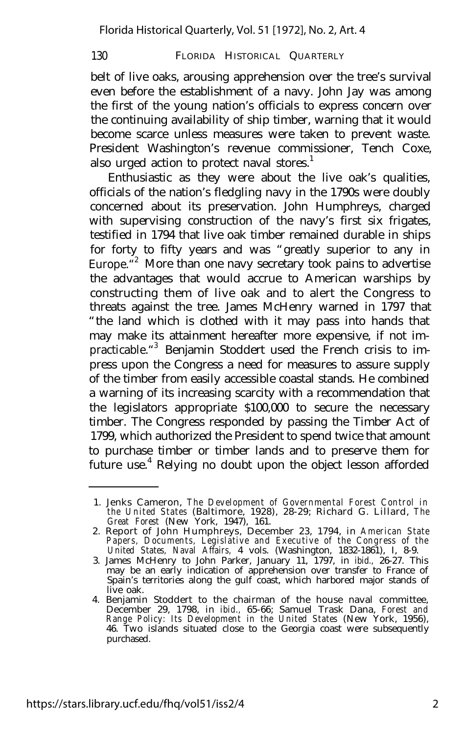belt of live oaks, arousing apprehension over the tree's survival even before the establishment of a navy. John Jay was among the first of the young nation's officials to express concern over the continuing availability of ship timber, warning that it would become scarce unless measures were taken to prevent waste. President Washington's revenue commissioner, Tench Coxe, also urged action to protect naval stores.[1]

Enthusiastic as they were about the live oak's qualities, officials of the nation's fledgling navy in the 1790s were doubly concerned about its preservation. John Humphreys, charged with supervising construction of the navy's first six frigates, testified in 1794 that live oak timber remained durable in ships for forty to fifty years and was "greatly superior to any in Europe."[2] More than one navy secretary took pains to advertise the advantages that would accrue to American warships by constructing them of live oak and to alert the Congress to threats against the tree. James McHenry warned in 1797 that "the land which is clothed with it may pass into hands that may make its attainment hereafter more expensive, if not impracticable."[3] Benjamin Stoddert used the French crisis to impress upon the Congress a need for measures to assure supply of the timber from easily accessible coastal stands. He combined a warning of its increasing scarcity with a recommendation that the legislators appropriate $100,000 to secure the necessary timber. The Congress responded by passing the Timber Act of 1799, which authorized the President to spend twice that amount to purchase timber or timber lands and to preserve them for future use.[4] Relying no doubt upon the object lesson afforded

---

1. Jenks Cameron, *The Development of Governmental Forest Control in the United States* (Baltimore, 1928), 28-29; Richard G. Lillard, *The Great Forest* (New York, 1947), 161.
2. Report of John Humphreys, December 23, 1794, in *American State Papers, Documents, Legislative and Executive of the Congress of the United States, Naval Affairs,* 4 vols. (Washington, 1832-1861), I, 8-9.
3. James McHenry to John Parker, January 11, 1797, in *ibid.,* 26-27. This may be an early indication of apprehension over transfer to France of Spain's territories along the gulf coast, which harbored major stands of live oak.
4. Benjamin Stoddert to the chairman of the house naval committee, December 29, 1798, in *ibid.,* 65-66; Samuel Trask Dana, *Forest and Range Policy: Its Development in the United States* (New York, 1956), 46. Two islands situated close to the Georgia coast were subsequently purchased.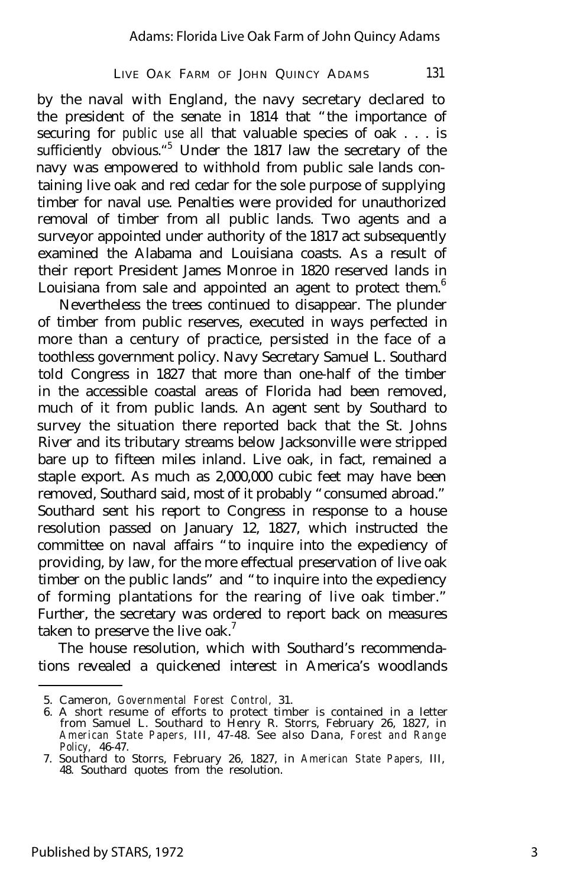by the naval with England, the navy secretary declared to the president of the senate in 1814 that "the importance of securing for *public use all* that valuable species of oak . . . is sufficiently obvious."[5] Under the 1817 law the secretary of the navy was empowered to withhold from public sale lands containing live oak and red cedar for the sole purpose of supplying timber for naval use. Penalties were provided for unauthorized removal of timber from all public lands. Two agents and a surveyor appointed under authority of the 1817 act subsequently examined the Alabama and Louisiana coasts. As a result of their report President James Monroe in 1820 reserved lands in Louisiana from sale and appointed an agent to protect them.[6]

Nevertheless the trees continued to disappear. The plunder of timber from public reserves, executed in ways perfected in more than a century of practice, persisted in the face of a toothless government policy. Navy Secretary Samuel L. Southard told Congress in 1827 that more than one-half of the timber in the accessible coastal areas of Florida had been removed, much of it from public lands. An agent sent by Southard to survey the situation there reported back that the St. Johns River and its tributary streams below Jacksonville were stripped bare up to fifteen miles inland. Live oak, in fact, remained a staple export. As much as 2,000,000 cubic feet may have been removed, Southard said, most of it probably "consumed abroad." Southard sent his report to Congress in response to a house resolution passed on January 12, 1827, which instructed the committee on naval affairs "to inquire into the expediency of providing, by law, for the more effectual preservation of live oak timber on the public lands" and "to inquire into the expediency of forming plantations for the rearing of live oak timber." Further, the secretary was ordered to report back on measures taken to preserve the live oak.[7]

The house resolution, which with Southard's recommendations revealed a quickened interest in America's woodlands

---

5. Cameron, *Governmental Forest Control,* 31.
6. A short resume of efforts to protect timber is contained in a letter from Samuel L. Southard to Henry R. Storrs, February 26, 1827, in *American State Papers,* III, 47-48. See also Dana, *Forest and Range Policy,* 46-47.
7. Southard to Storrs, February 26, 1827, in *American State Papers,* III, 48. Southard quotes from the resolution.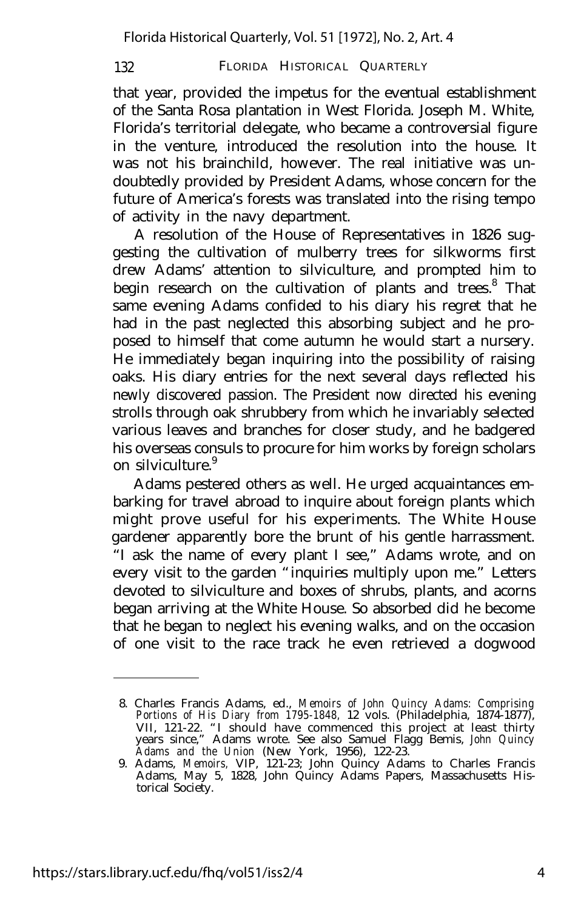that year, provided the impetus for the eventual establishment of the Santa Rosa plantation in West Florida. Joseph M. White, Florida's territorial delegate, who became a controversial figure in the venture, introduced the resolution into the house. It was not his brainchild, however. The real initiative was undoubtedly provided by President Adams, whose concern for the future of America's forests was translated into the rising tempo of activity in the navy department.

A resolution of the House of Representatives in 1826 suggesting the cultivation of mulberry trees for silkworms first drew Adams' attention to silviculture, and prompted him to begin research on the cultivation of plants and trees.[8] That same evening Adams confided to his diary his regret that he had in the past neglected this absorbing subject and he proposed to himself that come autumn he would start a nursery. He immediately began inquiring into the possibility of raising oaks. His diary entries for the next several days reflected his newly discovered passion. The President now directed his evening strolls through oak shrubbery from which he invariably selected various leaves and branches for closer study, and he badgered his overseas consuls to procure for him works by foreign scholars on silviculture.[9]

Adams pestered others as well. He urged acquaintances embarking for travel abroad to inquire about foreign plants which might prove useful for his experiments. The White House gardener apparently bore the brunt of his gentle harrassment. "I ask the name of every plant I see," Adams wrote, and on every visit to the garden "inquiries multiply upon me." Letters devoted to silviculture and boxes of shrubs, plants, and acorns began arriving at the White House. So absorbed did he become that he began to neglect his evening walks, and on the occasion of one visit to the race track he even retrieved a dogwood

---

8. Charles Francis Adams, ed., *Memoirs of John Quincy Adams: Comprising Portions of His Diary from 1795-1848,* 12 vols. (Philadelphia, 1874-1877), VII, 121-22. "I should have commenced this project at least thirty years since," Adams wrote. See also Samuel Flagg Bemis, *John Quincy Adams and the Union* (New York, 1956), 122-23.
9. Adams, *Memoirs,* VIP, 121-23; John Quincy Adams to Charles Francis Adams, May 5, 1828, John Quincy Adams Papers, Massachusetts Historical Society.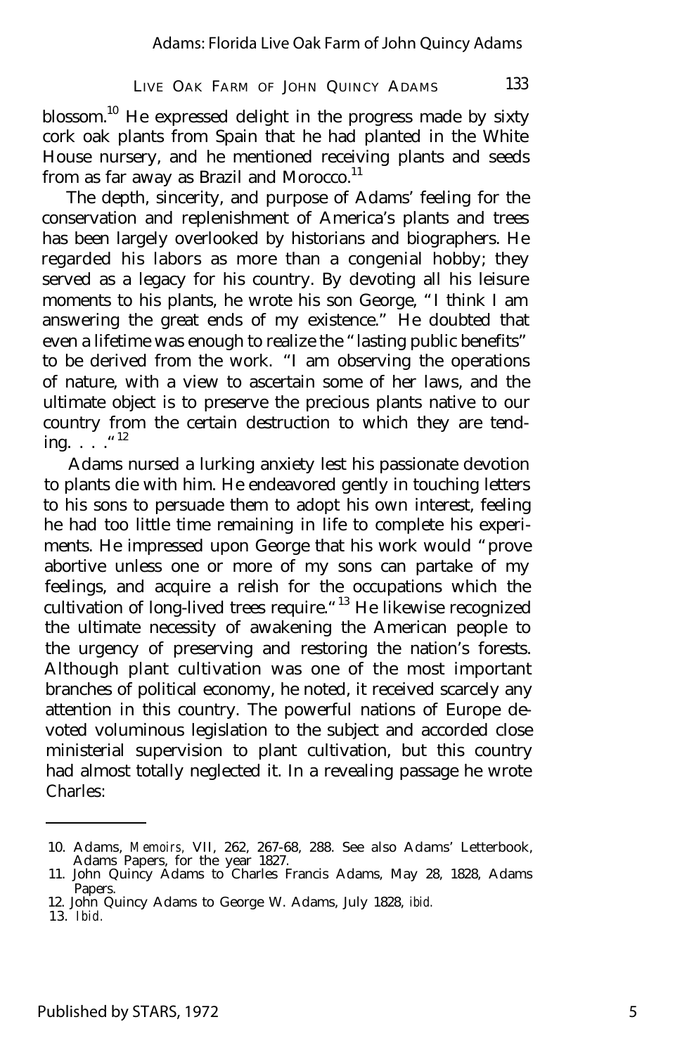blossom.[10] He expressed delight in the progress made by sixty cork oak plants from Spain that he had planted in the White House nursery, and he mentioned receiving plants and seeds from as far away as Brazil and Morocco.[11]

The depth, sincerity, and purpose of Adams' feeling for the conservation and replenishment of America's plants and trees has been largely overlooked by historians and biographers. He regarded his labors as more than a congenial hobby; they served as a legacy for his country. By devoting all his leisure moments to his plants, he wrote his son George, "I think I am answering the great ends of my existence." He doubted that even a lifetime was enough to realize the "lasting public benefits" to be derived from the work. "I am observing the operations of nature, with a view to ascertain some of her laws, and the ultimate object is to preserve the precious plants native to our country from the certain destruction to which they are tending. . . ."[12]

Adams nursed a lurking anxiety lest his passionate devotion to plants die with him. He endeavored gently in touching letters to his sons to persuade them to adopt his own interest, feeling he had too little time remaining in life to complete his experiments. He impressed upon George that his work would "prove abortive unless one or more of my sons can partake of my feelings, and acquire a relish for the occupations which the cultivation of long-lived trees require."[13] He likewise recognized the ultimate necessity of awakening the American people to the urgency of preserving and restoring the nation's forests. Although plant cultivation was one of the most important branches of political economy, he noted, it received scarcely any attention in this country. The powerful nations of Europe devoted voluminous legislation to the subject and accorded close ministerial supervision to plant cultivation, but this country had almost totally neglected it. In a revealing passage he wrote Charles:

---

10. Adams, *Memoirs*, VII, 262, 267-68, 288. See also Adams' Letterbook, Adams Papers, for the year 1827.
11. John Quincy Adams to Charles Francis Adams, May 28, 1828, Adams Papers.
12. John Quincy Adams to George W. Adams, July 1828, *ibid.*
13. *Ibid.*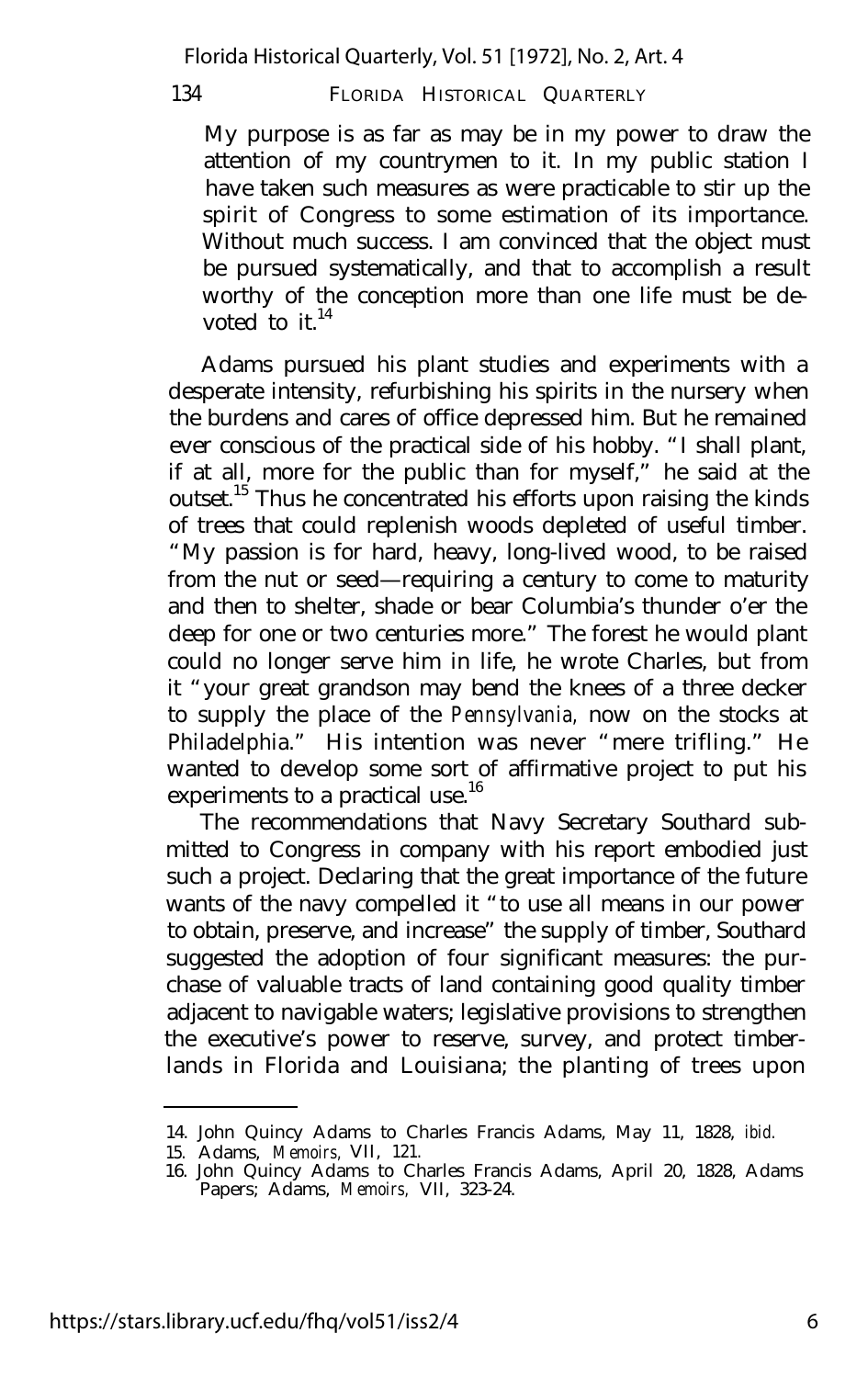> My purpose is as far as may be in my power to draw the attention of my countrymen to it. In my public station I have taken such measures as were practicable to stir up the spirit of Congress to some estimation of its importance. Without much success. I am convinced that the object must be pursued systematically, and that to accomplish a result worthy of the conception more than one life must be devoted to it.[14]

Adams pursued his plant studies and experiments with a desperate intensity, refurbishing his spirits in the nursery when the burdens and cares of office depressed him. But he remained ever conscious of the practical side of his hobby. "I shall plant, if at all, more for the public than for myself," he said at the outset.[15] Thus he concentrated his efforts upon raising the kinds of trees that could replenish woods depleted of useful timber. "My passion is for hard, heavy, long-lived wood, to be raised from the nut or seed—requiring a century to come to maturity and then to shelter, shade or bear Columbia's thunder o'er the deep for one or two centuries more." The forest he would plant could no longer serve him in life, he wrote Charles, but from it "your great grandson may bend the knees of a three decker to supply the place of the *Pennsylvania,* now on the stocks at Philadelphia." His intention was never "mere trifling." He wanted to develop some sort of affirmative project to put his experiments to a practical use.[16]

The recommendations that Navy Secretary Southard submitted to Congress in company with his report embodied just such a project. Declaring that the great importance of the future wants of the navy compelled it "to use all means in our power to obtain, preserve, and increase" the supply of timber, Southard suggested the adoption of four significant measures: the purchase of valuable tracts of land containing good quality timber adjacent to navigable waters; legislative provisions to strengthen the executive's power to reserve, survey, and protect timberlands in Florida and Louisiana; the planting of trees upon

---

14. John Quincy Adams to Charles Francis Adams, May 11, 1828, *ibid.*
15. Adams, *Memoirs,* VII, 121.
16. John Quincy Adams to Charles Francis Adams, April 20, 1828, Adams Papers; Adams, *Memoirs,* VII, 323-24.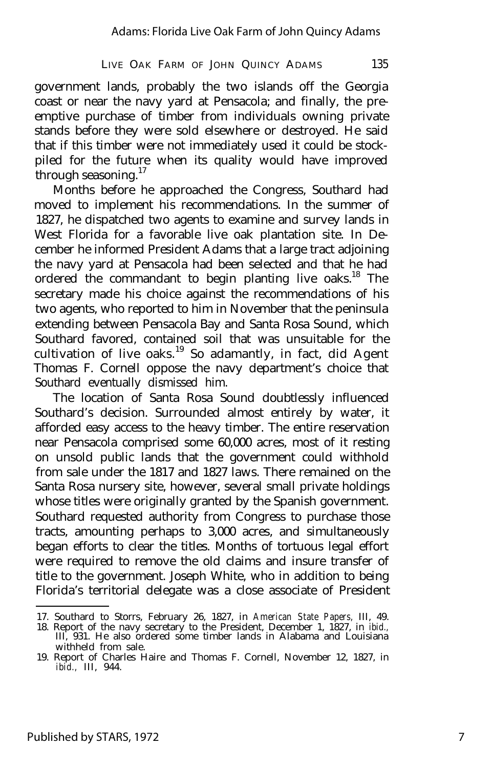government lands, probably the two islands off the Georgia coast or near the navy yard at Pensacola; and finally, the pre-emptive purchase of timber from individuals owning private stands before they were sold elsewhere or destroyed. He said that if this timber were not immediately used it could be stock-piled for the future when its quality would have improved through seasoning.[17]

Months before he approached the Congress, Southard had moved to implement his recommendations. In the summer of 1827, he dispatched two agents to examine and survey lands in West Florida for a favorable live oak plantation site. In December he informed President Adams that a large tract adjoining the navy yard at Pensacola had been selected and that he had ordered the commandant to begin planting live oaks.[18] The secretary made his choice against the recommendations of his two agents, who reported to him in November that the peninsula extending between Pensacola Bay and Santa Rosa Sound, which Southard favored, contained soil that was unsuitable for the cultivation of live oaks.[19] So adamantly, in fact, did Agent Thomas F. Cornell oppose the navy department's choice that Southard eventually dismissed him.

The location of Santa Rosa Sound doubtlessly influenced Southard's decision. Surrounded almost entirely by water, it afforded easy access to the heavy timber. The entire reservation near Pensacola comprised some 60,000 acres, most of it resting on unsold public lands that the government could withhold from sale under the 1817 and 1827 laws. There remained on the Santa Rosa nursery site, however, several small private holdings whose titles were originally granted by the Spanish government. Southard requested authority from Congress to purchase those tracts, amounting perhaps to 3,000 acres, and simultaneously began efforts to clear the titles. Months of tortuous legal effort were required to remove the old claims and insure transfer of title to the government. Joseph White, who in addition to being Florida's territorial delegate was a close associate of President

---

17. Southard to Storrs, February 26, 1827, in *American State Papers*, III, 49.
18. Report of the navy secretary to the President, December 1, 1827, in *ibid.*, III, 931. He also ordered some timber lands in Alabama and Louisiana withheld from sale.
19. Report of Charles Haire and Thomas F. Cornell, November 12, 1827, in *ibid.*, III, 944.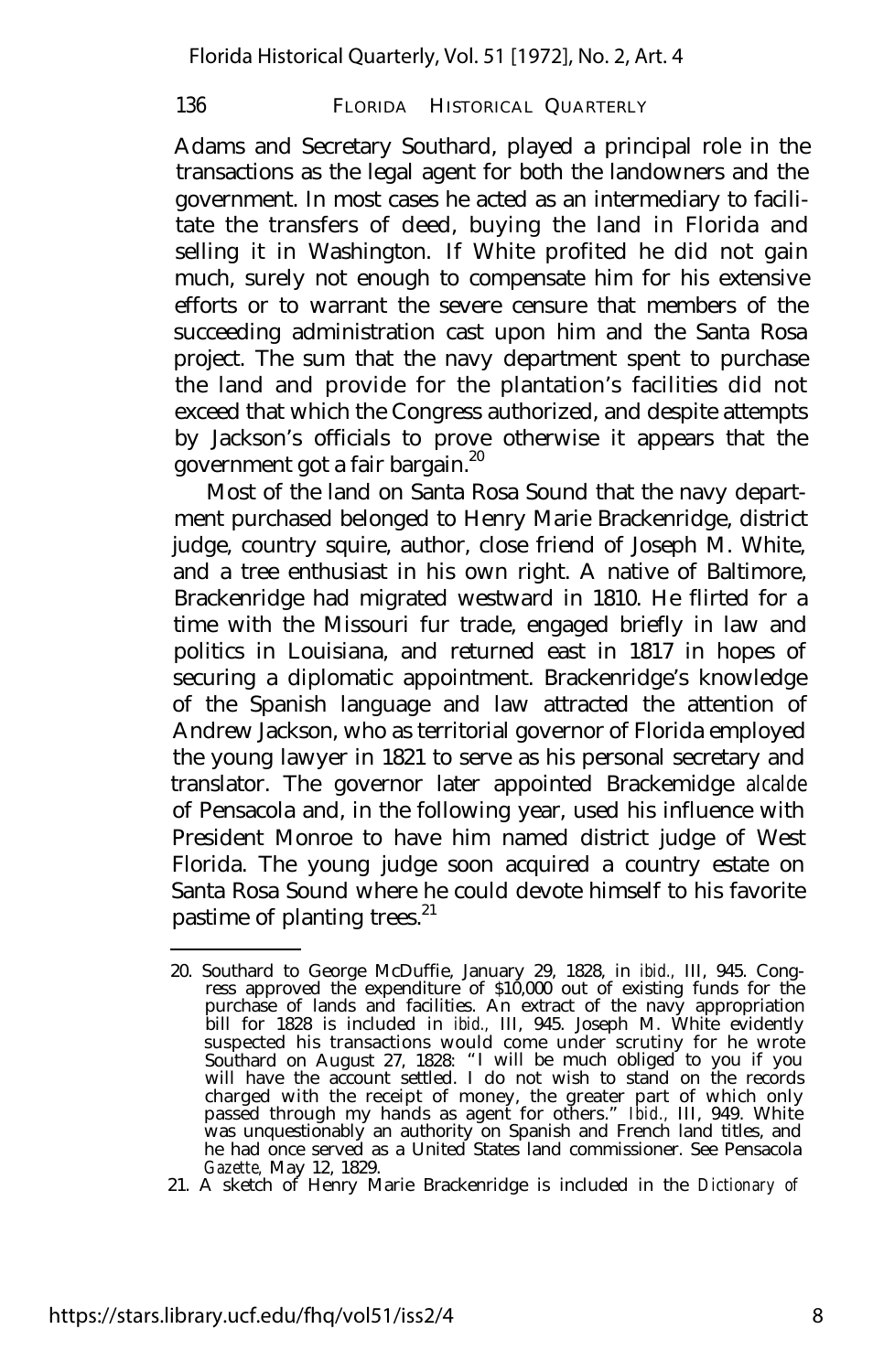Adams and Secretary Southard, played a principal role in the transactions as the legal agent for both the landowners and the government. In most cases he acted as an intermediary to facilitate the transfers of deed, buying the land in Florida and selling it in Washington. If White profited he did not gain much, surely not enough to compensate him for his extensive efforts or to warrant the severe censure that members of the succeeding administration cast upon him and the Santa Rosa project. The sum that the navy department spent to purchase the land and provide for the plantation's facilities did not exceed that which the Congress authorized, and despite attempts by Jackson's officials to prove otherwise it appears that the government got a fair bargain.[20]

Most of the land on Santa Rosa Sound that the navy department purchased belonged to Henry Marie Brackenridge, district judge, country squire, author, close friend of Joseph M. White, and a tree enthusiast in his own right. A native of Baltimore, Brackenridge had migrated westward in 1810. He flirted for a time with the Missouri fur trade, engaged briefly in law and politics in Louisiana, and returned east in 1817 in hopes of securing a diplomatic appointment. Brackenridge's knowledge of the Spanish language and law attracted the attention of Andrew Jackson, who as territorial governor of Florida employed the young lawyer in 1821 to serve as his personal secretary and translator. The governor later appointed Brackemidge *alcalde* of Pensacola and, in the following year, used his influence with President Monroe to have him named district judge of West Florida. The young judge soon acquired a country estate on Santa Rosa Sound where he could devote himself to his favorite pastime of planting trees.[21]

---

20. Southard to George McDuffie, January 29, 1828, in *ibid.,* III, 945. Congress approved the expenditure of $10,000 out of existing funds for the purchase of lands and facilities. An extract of the navy appropriation bill for 1828 is included in *ibid.,* III, 945. Joseph M. White evidently suspected his transactions would come under scrutiny for he wrote Southard on August 27, 1828: "I will be much obliged to you if you will have the account settled. I do not wish to stand on the records charged with the receipt of money, the greater part of which only passed through my hands as agent for others." *Ibid.,* III, 949. White was unquestionably an authority on Spanish and French land titles, and he had once served as a United States land commissioner. See Pensacola *Gazette,* May 12, 1829.

21. A sketch of Henry Marie Brackenridge is included in the *Dictionary of*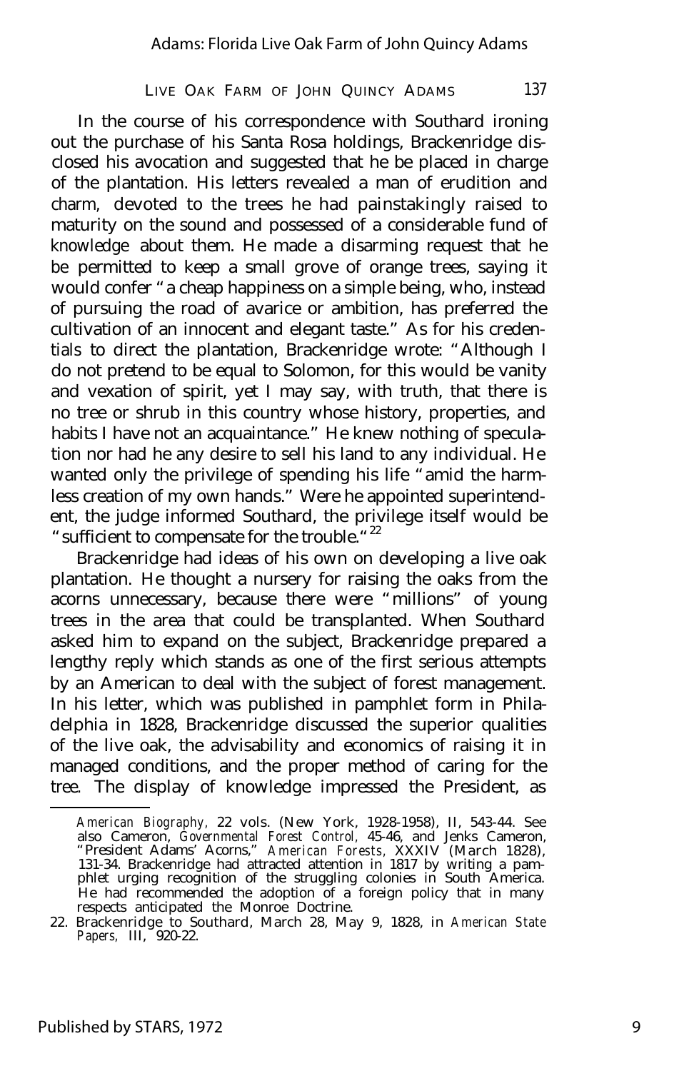In the course of his correspondence with Southard ironing out the purchase of his Santa Rosa holdings, Brackenridge disclosed his avocation and suggested that he be placed in charge of the plantation. His letters revealed a man of erudition and charm, devoted to the trees he had painstakingly raised to maturity on the sound and possessed of a considerable fund of knowledge about them. He made a disarming request that he be permitted to keep a small grove of orange trees, saying it would confer "a cheap happiness on a simple being, who, instead of pursuing the road of avarice or ambition, has preferred the cultivation of an innocent and elegant taste." As for his credentials to direct the plantation, Brackenridge wrote: "Although I do not pretend to be equal to Solomon, for this would be vanity and vexation of spirit, yet I may say, with truth, that there is no tree or shrub in this country whose history, properties, and habits I have not an acquaintance." He knew nothing of speculation nor had he any desire to sell his land to any individual. He wanted only the privilege of spending his life "amid the harmless creation of my own hands." Were he appointed superintendent, the judge informed Southard, the privilege itself would be "sufficient to compensate for the trouble."[22]

Brackenridge had ideas of his own on developing a live oak plantation. He thought a nursery for raising the oaks from the acorns unnecessary, because there were "millions" of young trees in the area that could be transplanted. When Southard asked him to expand on the subject, Brackenridge prepared a lengthy reply which stands as one of the first serious attempts by an American to deal with the subject of forest management. In his letter, which was published in pamphlet form in Philadelphia in 1828, Brackenridge discussed the superior qualities of the live oak, the advisability and economics of raising it in managed conditions, and the proper method of caring for the tree. The display of knowledge impressed the President, as

*American Biography*, 22 vols. (New York, 1928-1958), II, 543-44. See also Cameron, *Governmental Forest Control*, 45-46, and Jenks Cameron, "President Adams' Acorns," *American Forests*, XXXIV (March 1828), 131-34. Brackenridge had attracted attention in 1817 by writing a pamphlet urging recognition of the struggling colonies in South America. He had recommended the adoption of a foreign policy that in many respects anticipated the Monroe Doctrine.

22. Brackenridge to Southard, March 28, May 9, 1828, in *American State Papers*, III, 920-22.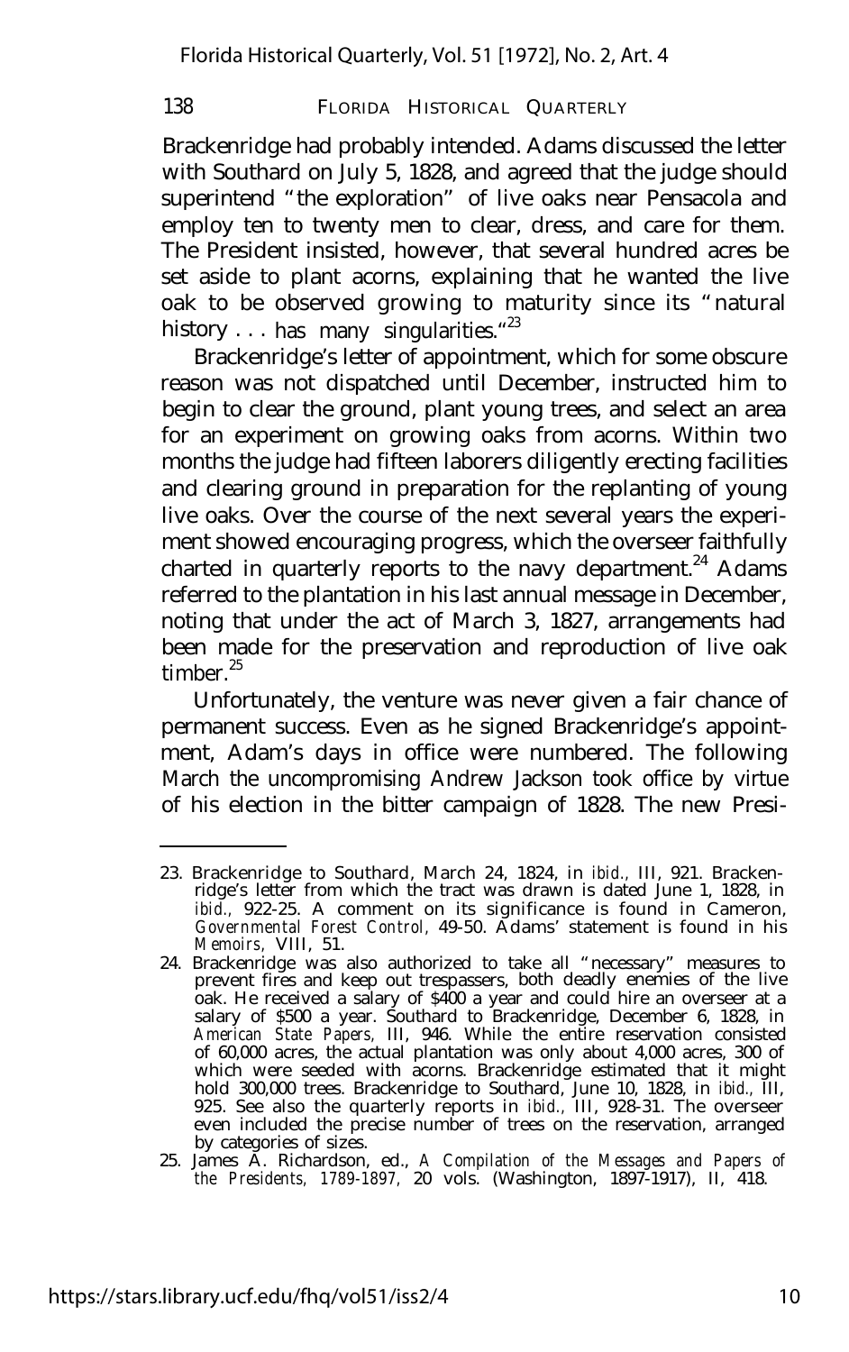Brackenridge had probably intended. Adams discussed the letter with Southard on July 5, 1828, and agreed that the judge should superintend "the exploration" of live oaks near Pensacola and employ ten to twenty men to clear, dress, and care for them. The President insisted, however, that several hundred acres be set aside to plant acorns, explaining that he wanted the live oak to be observed growing to maturity since its "natural history . . . has many singularities."[23]

Brackenridge's letter of appointment, which for some obscure reason was not dispatched until December, instructed him to begin to clear the ground, plant young trees, and select an area for an experiment on growing oaks from acorns. Within two months the judge had fifteen laborers diligently erecting facilities and clearing ground in preparation for the replanting of young live oaks. Over the course of the next several years the experiment showed encouraging progress, which the overseer faithfully charted in quarterly reports to the navy department.[24] Adams referred to the plantation in his last annual message in December, noting that under the act of March 3, 1827, arrangements had been made for the preservation and reproduction of live oak timber.[25]

Unfortunately, the venture was never given a fair chance of permanent success. Even as he signed Brackenridge's appointment, Adam's days in office were numbered. The following March the uncompromising Andrew Jackson took office by virtue of his election in the bitter campaign of 1828. The new Presi-

---

23. Brackenridge to Southard, March 24, 1824, in *ibid.,* III, 921. Brackenridge's letter from which the tract was drawn is dated June 1, 1828, in *ibid.,* 922-25. A comment on its significance is found in Cameron, *Governmental Forest Control,* 49-50. Adams' statement is found in his *Memoirs,* VIII, 51.

24. Brackenridge was also authorized to take all "necessary" measures to prevent fires and keep out trespassers, both deadly enemies of the live oak. He received a salary of $400 a year and could hire an overseer at a salary of $500 a year. Southard to Brackenridge, December 6, 1828, in *American State Papers,* III, 946. While the entire reservation consisted of 60,000 acres, the actual plantation was only about 4,000 acres, 300 of which were seeded with acorns. Brackenridge estimated that it might hold 300,000 trees. Brackenridge to Southard, June 10, 1828, in *ibid.,* III, 925. See also the quarterly reports in *ibid.,* III, 928-31. The overseer even included the precise number of trees on the reservation, arranged by categories of sizes.

25. James A. Richardson, ed., *A Compilation of the Messages and Papers of the Presidents, 1789-1897,* 20 vols. (Washington, 1897-1917), II, 418.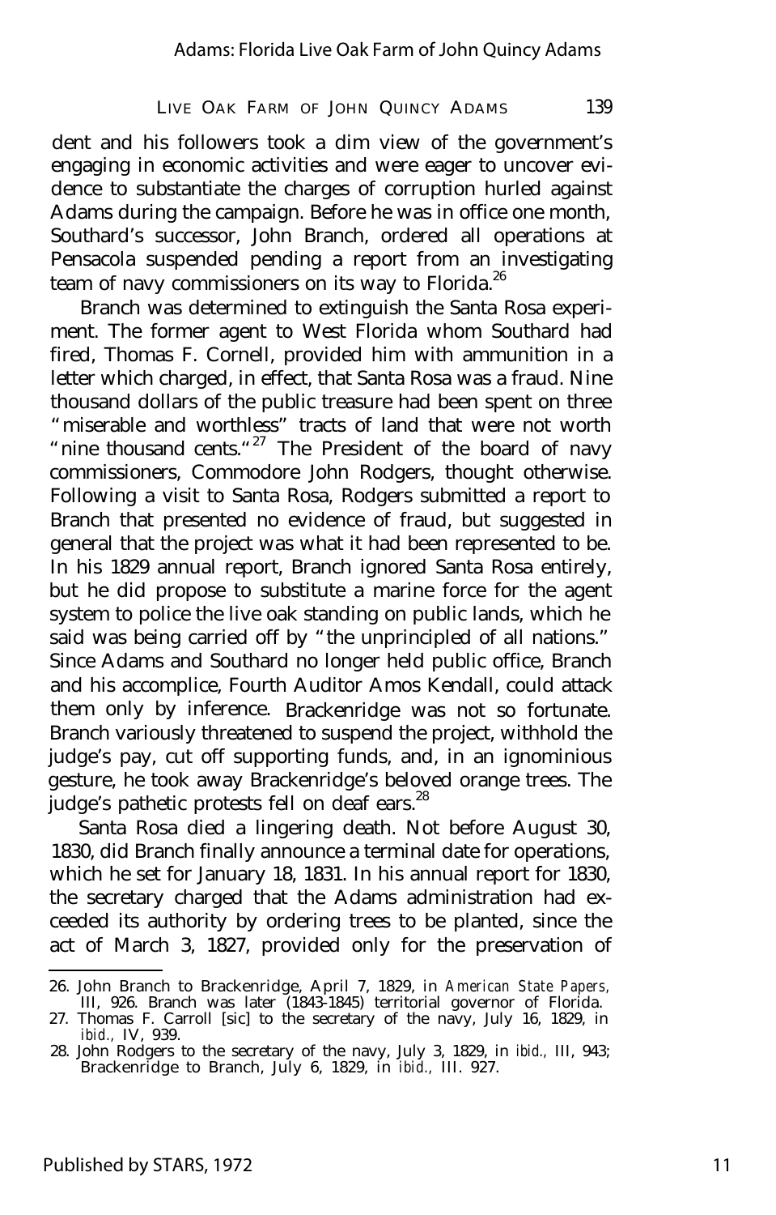dent and his followers took a dim view of the government's engaging in economic activities and were eager to uncover evidence to substantiate the charges of corruption hurled against Adams during the campaign. Before he was in office one month, Southard's successor, John Branch, ordered all operations at Pensacola suspended pending a report from an investigating team of navy commissioners on its way to Florida.[26]

Branch was determined to extinguish the Santa Rosa experiment. The former agent to West Florida whom Southard had fired, Thomas F. Cornell, provided him with ammunition in a letter which charged, in effect, that Santa Rosa was a fraud. Nine thousand dollars of the public treasure had been spent on three "miserable and worthless" tracts of land that were not worth "nine thousand cents."[27] The President of the board of navy commissioners, Commodore John Rodgers, thought otherwise. Following a visit to Santa Rosa, Rodgers submitted a report to Branch that presented no evidence of fraud, but suggested in general that the project was what it had been represented to be. In his 1829 annual report, Branch ignored Santa Rosa entirely, but he did propose to substitute a marine force for the agent system to police the live oak standing on public lands, which he said was being carried off by "the unprincipled of all nations." Since Adams and Southard no longer held public office, Branch and his accomplice, Fourth Auditor Amos Kendall, could attack them only by inference. Brackenridge was not so fortunate. Branch variously threatened to suspend the project, withhold the judge's pay, cut off supporting funds, and, in an ignominious gesture, he took away Brackenridge's beloved orange trees. The judge's pathetic protests fell on deaf ears.[28]

Santa Rosa died a lingering death. Not before August 30, 1830, did Branch finally announce a terminal date for operations, which he set for January 18, 1831. In his annual report for 1830, the secretary charged that the Adams administration had exceeded its authority by ordering trees to be planted, since the act of March 3, 1827, provided only for the preservation of

---

26. John Branch to Brackenridge, April 7, 1829, in *American State Papers*, III, 926. Branch was later (1843-1845) territorial governor of Florida.
27. Thomas F. Carroll [sic] to the secretary of the navy, July 16, 1829, in *ibid.*, IV, 939.
28. John Rodgers to the secretary of the navy, July 3, 1829, in *ibid.*, III, 943; Brackenridge to Branch, July 6, 1829, in *ibid.*, III. 927.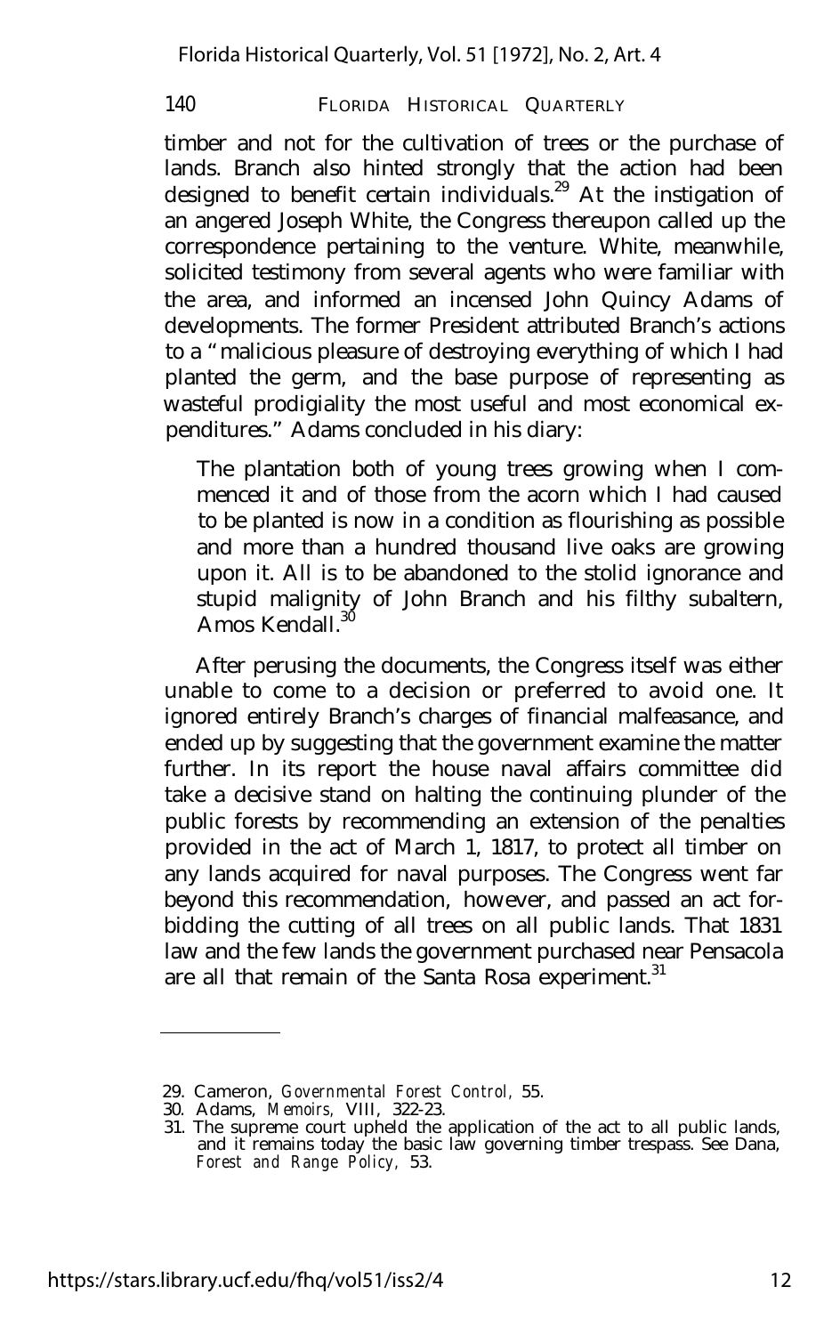timber and not for the cultivation of trees or the purchase of lands. Branch also hinted strongly that the action had been designed to benefit certain individuals.[29] At the instigation of an angered Joseph White, the Congress thereupon called up the correspondence pertaining to the venture. White, meanwhile, solicited testimony from several agents who were familiar with the area, and informed an incensed John Quincy Adams of developments. The former President attributed Branch's actions to a "malicious pleasure of destroying everything of which I had planted the germ, and the base purpose of representing as wasteful prodigiality the most useful and most economical expenditures." Adams concluded in his diary:

> The plantation both of young trees growing when I commenced it and of those from the acorn which I had caused to be planted is now in a condition as flourishing as possible and more than a hundred thousand live oaks are growing upon it. All is to be abandoned to the stolid ignorance and stupid malignity of John Branch and his filthy subaltern, Amos Kendall.[30]

After perusing the documents, the Congress itself was either unable to come to a decision or preferred to avoid one. It ignored entirely Branch's charges of financial malfeasance, and ended up by suggesting that the government examine the matter further. In its report the house naval affairs committee did take a decisive stand on halting the continuing plunder of the public forests by recommending an extension of the penalties provided in the act of March 1, 1817, to protect all timber on any lands acquired for naval purposes. The Congress went far beyond this recommendation, however, and passed an act forbidding the cutting of all trees on all public lands. That 1831 law and the few lands the government purchased near Pensacola are all that remain of the Santa Rosa experiment.[31]

---

29. Cameron, *Governmental Forest Control*, 55.
30. Adams, *Memoirs*, VIII, 322-23.
31. The supreme court upheld the application of the act to all public lands, and it remains today the basic law governing timber trespass. See Dana, *Forest and Range Policy*, 53.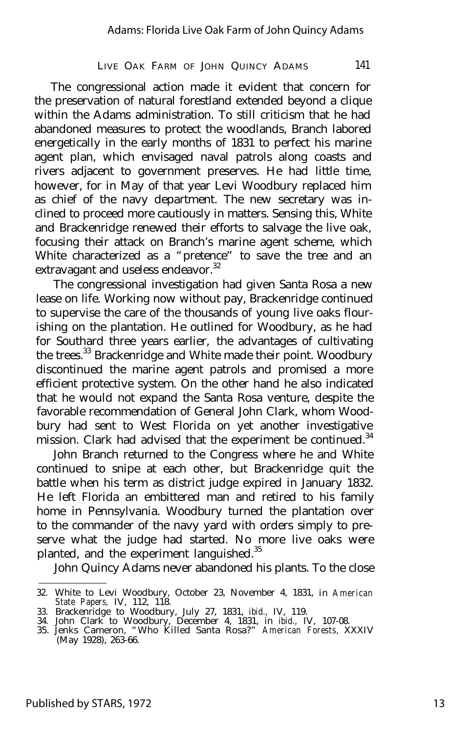The congressional action made it evident that concern for the preservation of natural forestland extended beyond a clique within the Adams administration. To still criticism that he had abandoned measures to protect the woodlands, Branch labored energetically in the early months of 1831 to perfect his marine agent plan, which envisaged naval patrols along coasts and rivers adjacent to government preserves. He had little time, however, for in May of that year Levi Woodbury replaced him as chief of the navy department. The new secretary was inclined to proceed more cautiously in matters. Sensing this, White and Brackenridge renewed their efforts to salvage the live oak, focusing their attack on Branch's marine agent scheme, which White characterized as a "pretence" to save the tree and an extravagant and useless endeavor.[32]

The congressional investigation had given Santa Rosa a new lease on life. Working now without pay, Brackenridge continued to supervise the care of the thousands of young live oaks flourishing on the plantation. He outlined for Woodbury, as he had for Southard three years earlier, the advantages of cultivating the trees.[33] Brackenridge and White made their point. Woodbury discontinued the marine agent patrols and promised a more efficient protective system. On the other hand he also indicated that he would not expand the Santa Rosa venture, despite the favorable recommendation of General John Clark, whom Woodbury had sent to West Florida on yet another investigative mission. Clark had advised that the experiment be continued.[34]

John Branch returned to the Congress where he and White continued to snipe at each other, but Brackenridge quit the battle when his term as district judge expired in January 1832. He left Florida an embittered man and retired to his family home in Pennsylvania. Woodbury turned the plantation over to the commander of the navy yard with orders simply to preserve what the judge had started. No more live oaks were planted, and the experiment languished.[35]

John Quincy Adams never abandoned his plants. To the close

---

32. White to Levi Woodbury, October 23, November 4, 1831, in *American State Papers,* IV, 112, 118.
33. Brackenridge to Woodbury, July 27, 1831, *ibid.,* IV, 119.
34. John Clark to Woodbury, December 4, 1831, in *ibid.,* IV, 107-08.
35. Jenks Cameron, "Who Killed Santa Rosa?" *American Forests,* XXXIV (May 1928), 263-66.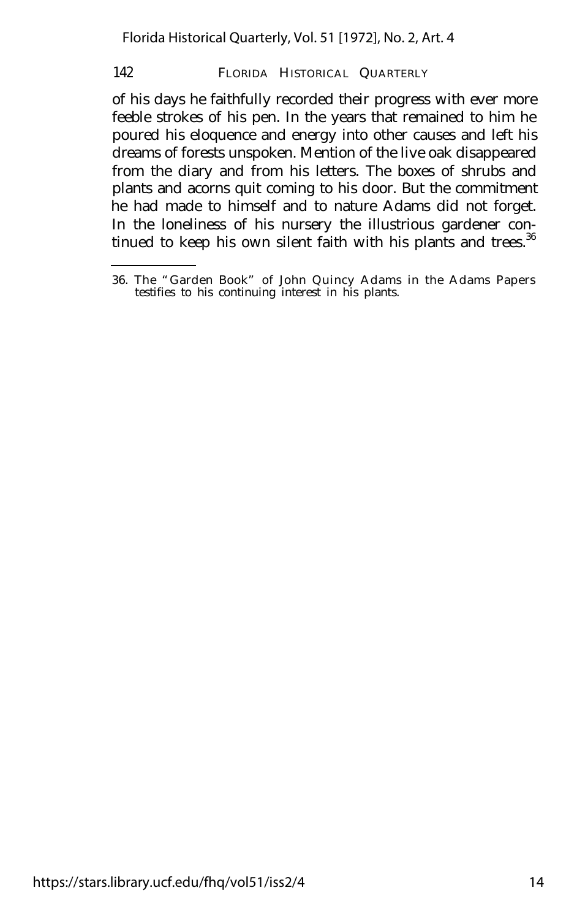of his days he faithfully recorded their progress with ever more feeble strokes of his pen. In the years that remained to him he poured his eloquence and energy into other causes and left his dreams of forests unspoken. Mention of the live oak disappeared from the diary and from his letters. The boxes of shrubs and plants and acorns quit coming to his door. But the commitment he had made to himself and to nature Adams did not forget. In the loneliness of his nursery the illustrious gardener continued to keep his own silent faith with his plants and trees.[36]

---

36. The "Garden Book" of John Quincy Adams in the Adams Papers testifies to his continuing interest in his plants.